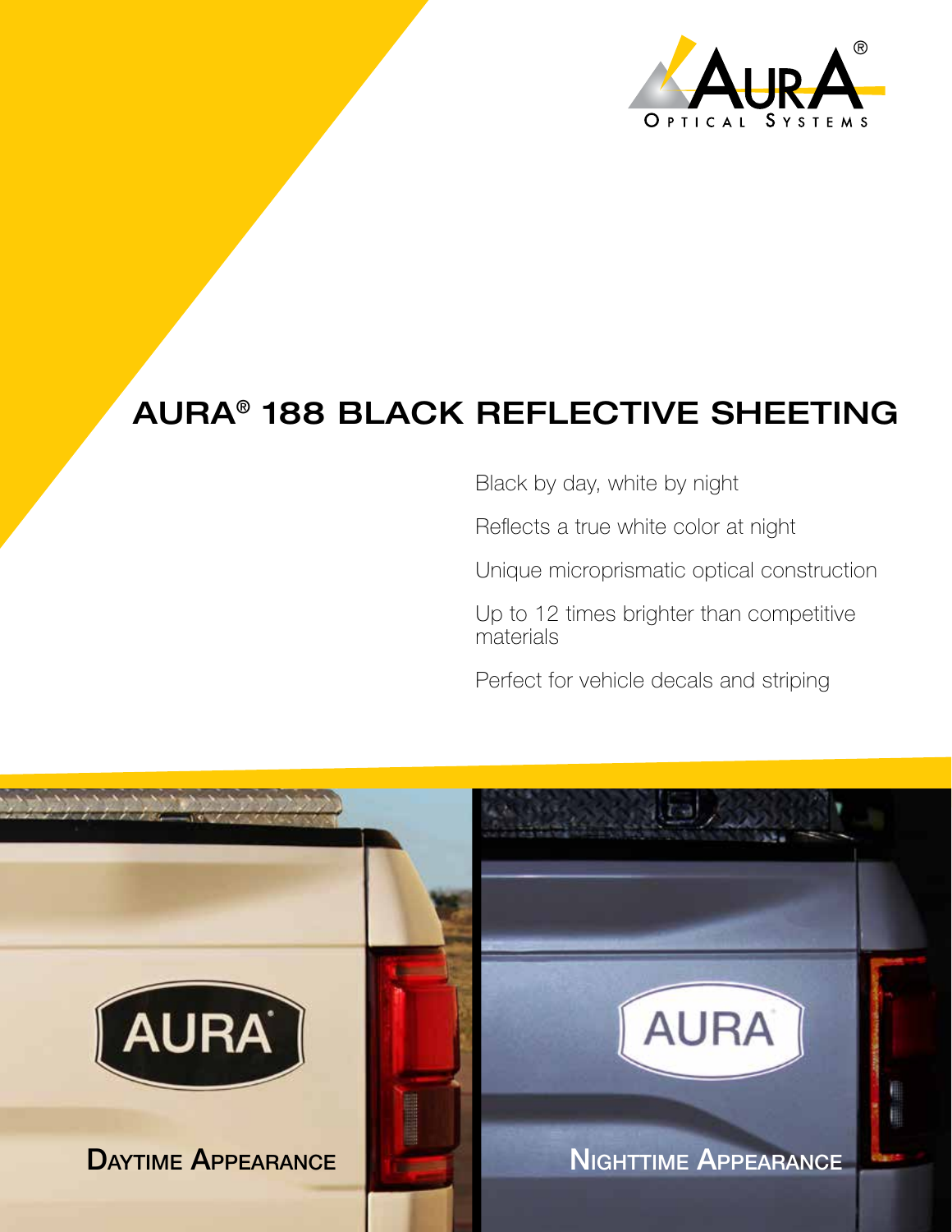# AURA® 188 BLACK REFLECTIVE SHEETING

Black by day, white by night

Reflects a true white color at night

Unique microprismatic optical construction

Up to 12 times brighter than competitive materials

Perfect for vehicle decals and striping

Daytime Appearance

Nighttime Appearance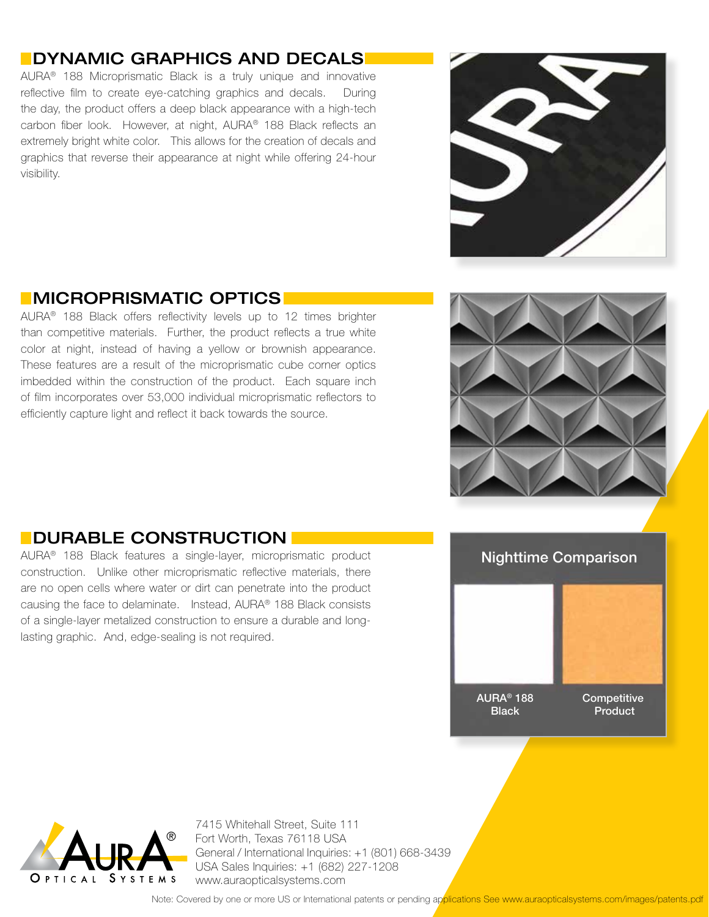## DYNAMIC GRAPHICS AND DECALS

AURA® 188 Microprismatic Black is a truly unique and innovative reflective film to create eye-catching graphics and decals. During the day, the product offers a deep black appearance with a high-tech carbon fiber look. However, at night, AURA® 188 Black reflects an extremely bright white color. This allows for the creation of decals and graphics that reverse their appearance at night while offering 24-hour visibility.

## MICROPRISMATIC OPTICS

AURA® 188 Black offers reflectivity levels up to 12 times brighter than competitive materials. Further, the product reflects a true white color at night, instead of having a yellow or brownish appearance. These features are a result of the microprismatic cube corner optics imbedded within the construction of the product. Each square inch of film incorporates over 53,000 individual microprismatic reflectors to efficiently capture light and reflect it back towards the source.

## DURABLE CONSTRUCTION

AURA® 188 Black features a single-layer, microprismatic product construction. Unlike other microprismatic reflective materials, there are no open cells where water or dirt can penetrate into the product causing the face to delaminate. Instead, AURA® 188 Black consists of a single-layer metalized construction to ensure a durable and long-lasting graphic. And, edge-sealing is not required.

Nighttime Comparison

AURA® 188 Black

Competitive Product

AURA® OPTICAL SYSTEMS

7415 Whitehall Street, Suite 111
Fort Worth, Texas 76118 USA
General / International Inquiries: +1 (801) 668-3439
USA Sales Inquiries: +1 (682) 227-1208
www.auraopticalsystems.com

Note: Covered by one or more US or International patents or pending applications See www.auraopticalsystems.com/images/patents.pdf